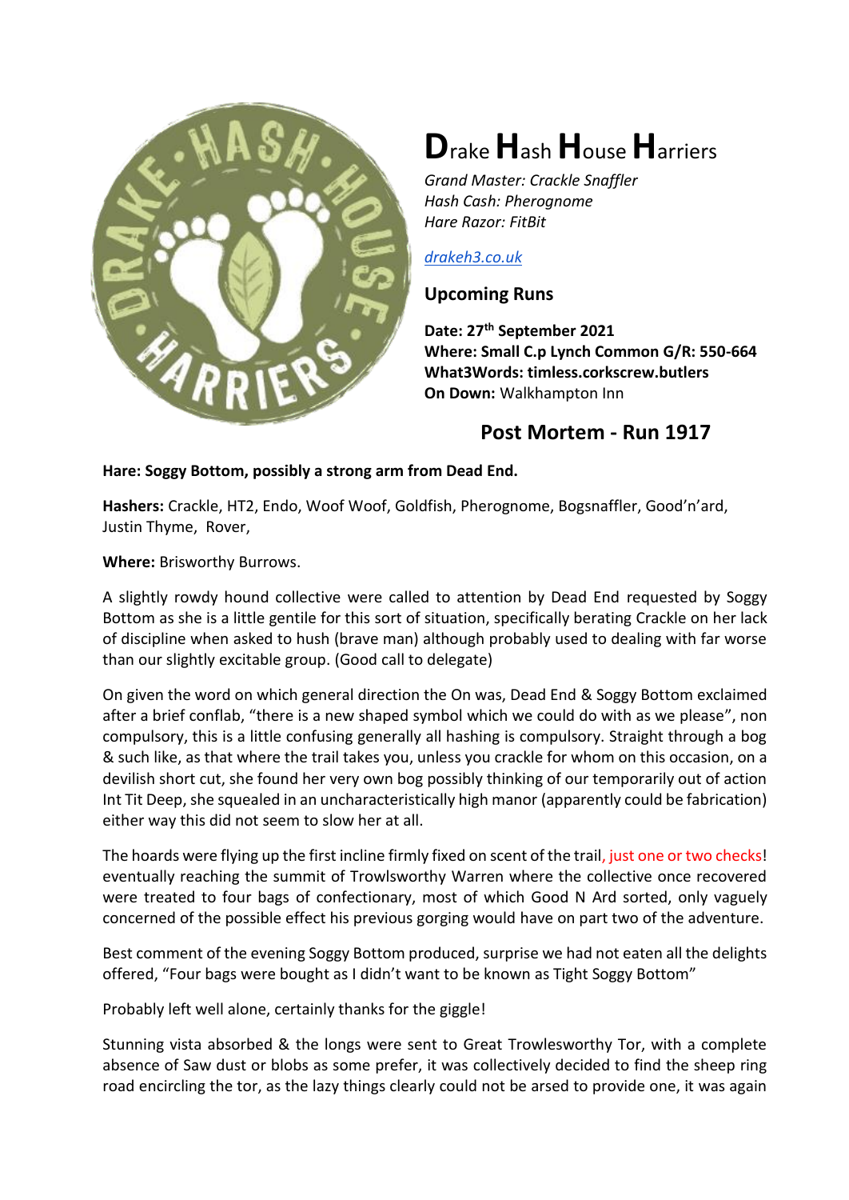# Drake Hash House Harriers

*Grand Master: Crackle Snaffler*
*Hash Cash: Pherognome*
*Hare Razor: FitBit*

[drakeh3.co.uk](drakeh3.co.uk)

## Upcoming Runs

**Date: 27th September 2021**
**Where: Small C.p Lynch Common G/R: 550-664**
**What3Words: timless.corkscrew.butlers**
**On Down:** Walkhampton Inn

## Post Mortem - Run 1917

**Hare: Soggy Bottom, possibly a strong arm from Dead End.**

**Hashers:** Crackle, HT2, Endo, Woof Woof, Goldfish, Pherognome, Bogsnaffler, Good'n'ard, Justin Thyme, Rover,

**Where:** Brisworthy Burrows.

A slightly rowdy hound collective were called to attention by Dead End requested by Soggy Bottom as she is a little gentile for this sort of situation, specifically berating Crackle on her lack of discipline when asked to hush (brave man) although probably used to dealing with far worse than our slightly excitable group. (Good call to delegate)

On given the word on which general direction the On was, Dead End & Soggy Bottom exclaimed after a brief conflab, "there is a new shaped symbol which we could do with as we please", non compulsory, this is a little confusing generally all hashing is compulsory. Straight through a bog & such like, as that where the trail takes you, unless you crackle for whom on this occasion, on a devilish short cut, she found her very own bog possibly thinking of our temporarily out of action Int Tit Deep, she squealed in an uncharacteristically high manor (apparently could be fabrication) either way this did not seem to slow her at all.

The hoards were flying up the first incline firmly fixed on scent of the trail, just one or two checks! eventually reaching the summit of Trowlsworthy Warren where the collective once recovered were treated to four bags of confectionary, most of which Good N Ard sorted, only vaguely concerned of the possible effect his previous gorging would have on part two of the adventure.

Best comment of the evening Soggy Bottom produced, surprise we had not eaten all the delights offered, "Four bags were bought as I didn't want to be known as Tight Soggy Bottom"

Probably left well alone, certainly thanks for the giggle!

Stunning vista absorbed & the longs were sent to Great Trowlesworthy Tor, with a complete absence of Saw dust or blobs as some prefer, it was collectively decided to find the sheep ring road encircling the tor, as the lazy things clearly could not be arsed to provide one, it was again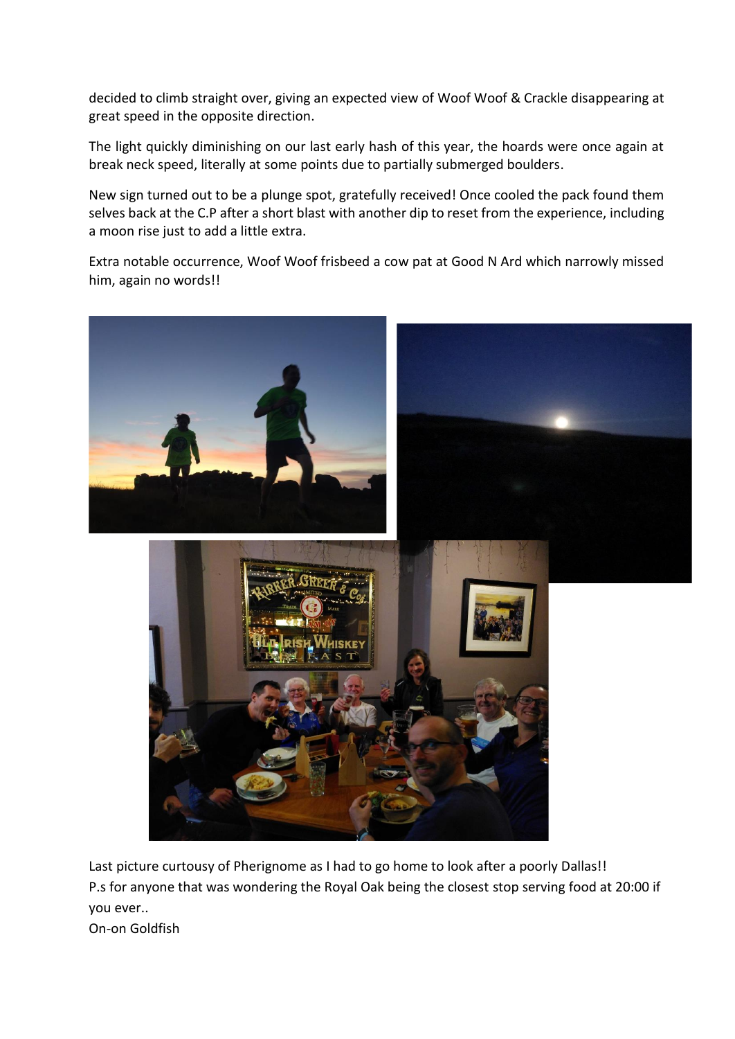decided to climb straight over, giving an expected view of Woof Woof & Crackle disappearing at great speed in the opposite direction.

The light quickly diminishing on our last early hash of this year, the hoards were once again at break neck speed, literally at some points due to partially submerged boulders.

New sign turned out to be a plunge spot, gratefully received! Once cooled the pack found them selves back at the C.P after a short blast with another dip to reset from the experience, including a moon rise just to add a little extra.

Extra notable occurrence, Woof Woof frisbeed a cow pat at Good N Ard which narrowly missed him, again no words!!

Last picture curtousy of Pherignome as I had to go home to look after a poorly Dallas!!

P.s for anyone that was wondering the Royal Oak being the closest stop serving food at 20:00 if you ever..

On-on Goldfish